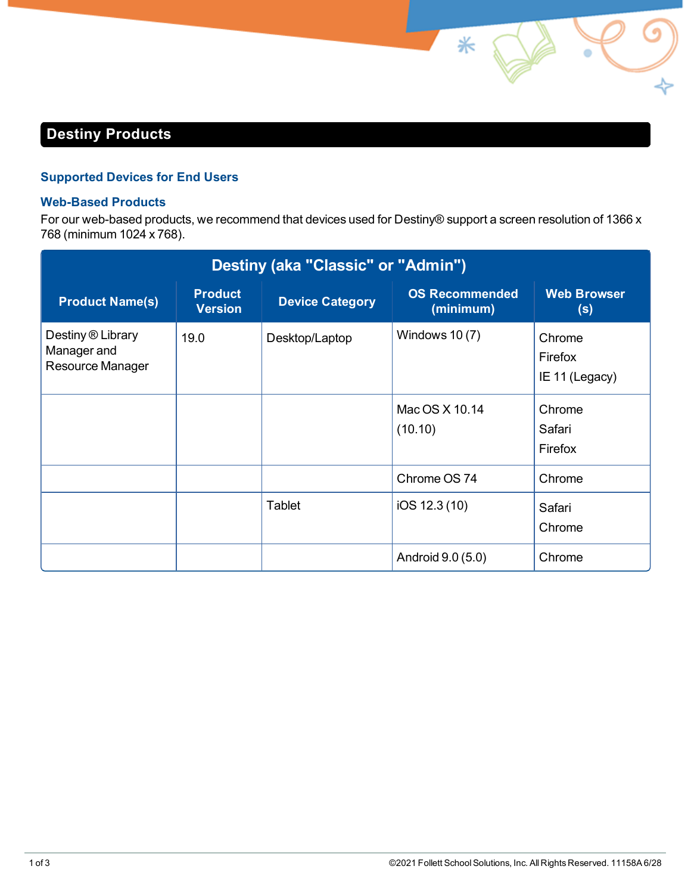## Destiny Products

### Supported Devices for End Users

### Web-Based Products

For our web-based products, we recommend that devices used for Destiny® support a screen resolution of 1366 x 768 (minimum 1024 x 768).

| Destiny (aka "Classic" or "Admin") | | | | |
|---|---|---|---|---|
| **Product Name(s)** | **Product Version** | **Device Category** | **OS Recommended (minimum)** | **Web Browser (s)** |
| Destiny® Library Manager and Resource Manager | 19.0 | Desktop/Laptop | Windows 10 (7) | Chrome<br>Firefox<br>IE 11 (Legacy) |
| | | | Mac OS X 10.14 (10.10) | Chrome<br>Safari<br>Firefox |
| | | | Chrome OS 74 | Chrome |
| | | Tablet | iOS 12.3 (10) | Safari<br>Chrome |
| | | | Android 9.0 (5.0) | Chrome |

©2021 Follett School Solutions, Inc. All Rights Reserved. 11158A 6/28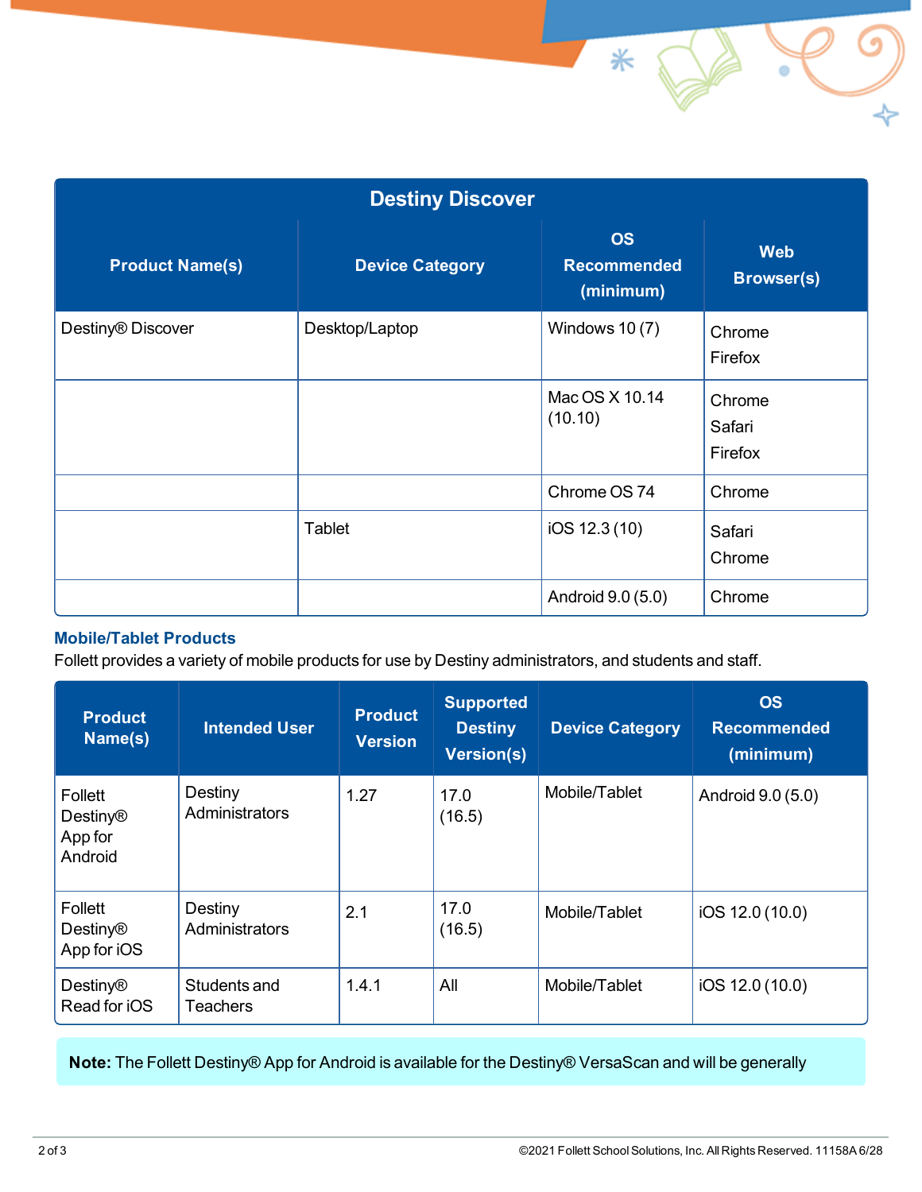| Destiny Discover | | | |
|---|---|---|---|
| **Product Name(s)** | **Device Category** | **OS Recommended (minimum)** | **Web Browser(s)** |
| Destiny® Discover | Desktop/Laptop | Windows 10 (7) | Chrome<br>Firefox |
| | | Mac OS X 10.14 (10.10) | Chrome<br>Safari<br>Firefox |
| | | Chrome OS 74 | Chrome |
| | Tablet | iOS 12.3 (10) | Safari<br>Chrome |
| | | Android 9.0 (5.0) | Chrome |

### Mobile/Tablet Products

Follett provides a variety of mobile products for use by Destiny administrators, and students and staff.

| Product Name(s) | Intended User | Product Version | Supported Destiny Version(s) | Device Category | OS Recommended (minimum) |
|---|---|---|---|---|---|
| Follett Destiny® App for Android | Destiny Administrators | 1.27 | 17.0 (16.5) | Mobile/Tablet | Android 9.0 (5.0) |
| Follett Destiny® App for iOS | Destiny Administrators | 2.1 | 17.0 (16.5) | Mobile/Tablet | iOS 12.0 (10.0) |
| Destiny® Read for iOS | Students and Teachers | 1.4.1 | All | Mobile/Tablet | iOS 12.0 (10.0) |

**Note:** The Follett Destiny® App for Android is available for the Destiny® VersaScan and will be generally

©2021 Follett School Solutions, Inc. All Rights Reserved. 11158A 6/28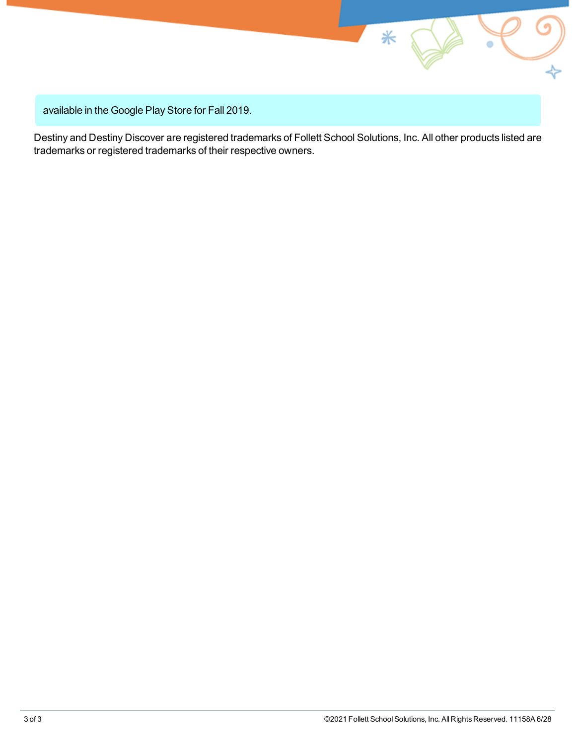available in the Google Play Store for Fall 2019.

Destiny and Destiny Discover are registered trademarks of Follett School Solutions, Inc. All other products listed are trademarks or registered trademarks of their respective owners.

©2021 Follett School Solutions, Inc. All Rights Reserved. 11158A 6/28